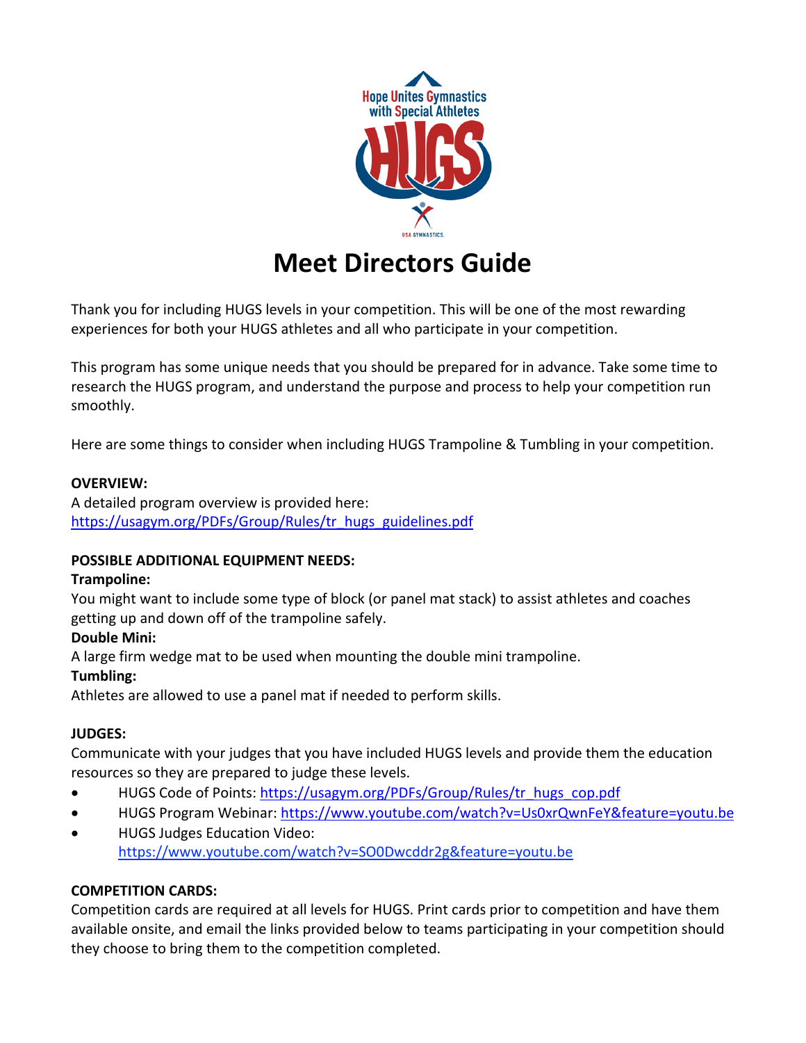# Meet Directors Guide

Thank you for including HUGS levels in your competition. This will be one of the most rewarding experiences for both your HUGS athletes and all who participate in your competition.

This program has some unique needs that you should be prepared for in advance. Take some time to research the HUGS program, and understand the purpose and process to help your competition run smoothly.

Here are some things to consider when including HUGS Trampoline & Tumbling in your competition.

**OVERVIEW:**
A detailed program overview is provided here:
https://usagym.org/PDFs/Group/Rules/tr_hugs_guidelines.pdf

**POSSIBLE ADDITIONAL EQUIPMENT NEEDS:**

**Trampoline:**
You might want to include some type of block (or panel mat stack) to assist athletes and coaches getting up and down off of the trampoline safely.

**Double Mini:**
A large firm wedge mat to be used when mounting the double mini trampoline.

**Tumbling:**
Athletes are allowed to use a panel mat if needed to perform skills.

**JUDGES:**
Communicate with your judges that you have included HUGS levels and provide them the education resources so they are prepared to judge these levels.

- HUGS Code of Points: https://usagym.org/PDFs/Group/Rules/tr_hugs_cop.pdf
- HUGS Program Webinar: https://www.youtube.com/watch?v=Us0xrQwnFeY&feature=youtu.be
- HUGS Judges Education Video: https://www.youtube.com/watch?v=SO0Dwcddr2g&feature=youtu.be

**COMPETITION CARDS:**
Competition cards are required at all levels for HUGS. Print cards prior to competition and have them available onsite, and email the links provided below to teams participating in your competition should they choose to bring them to the competition completed.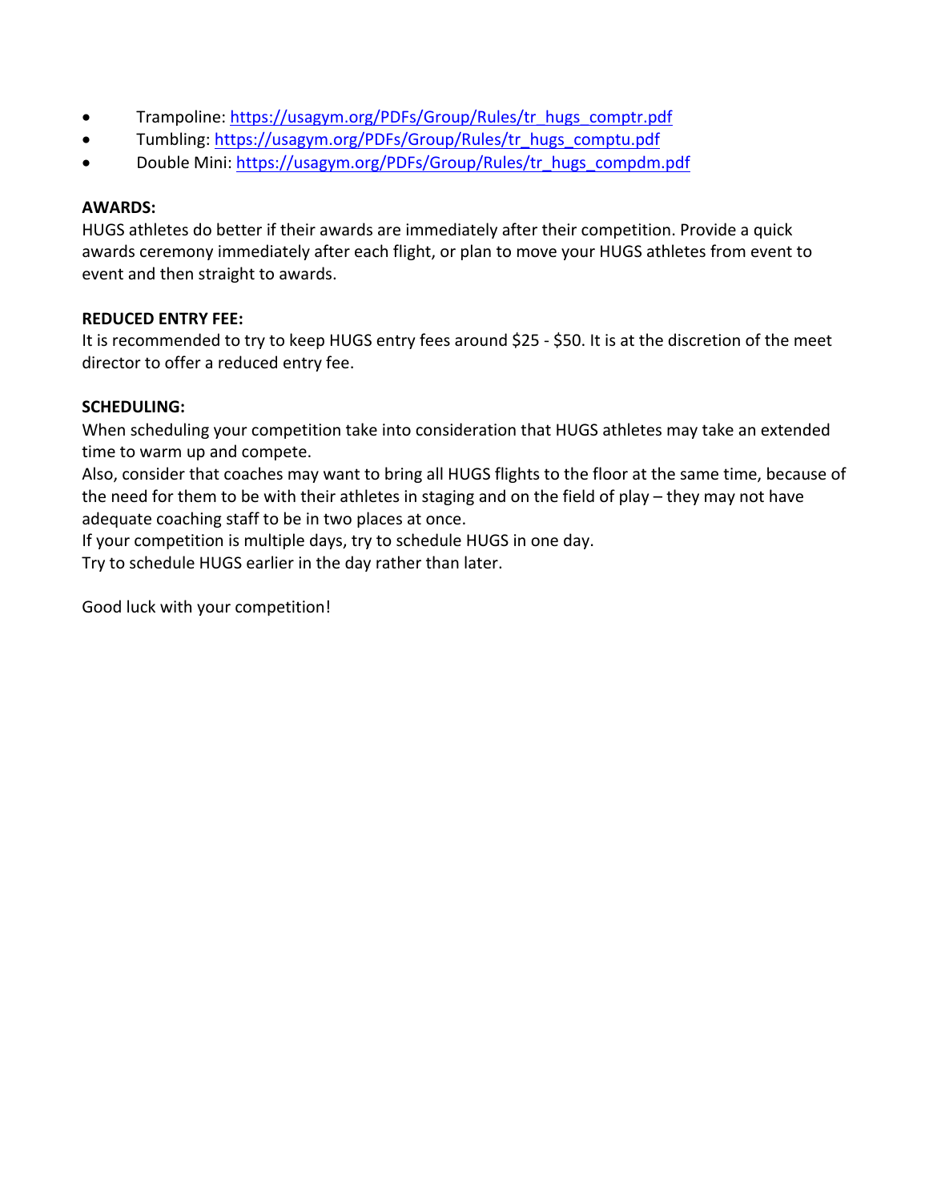- Trampoline: https://usagym.org/PDFs/Group/Rules/tr_hugs_comptr.pdf
- Tumbling: https://usagym.org/PDFs/Group/Rules/tr_hugs_comptu.pdf
- Double Mini: https://usagym.org/PDFs/Group/Rules/tr_hugs_compdm.pdf

**AWARDS:**
HUGS athletes do better if their awards are immediately after their competition. Provide a quick awards ceremony immediately after each flight, or plan to move your HUGS athletes from event to event and then straight to awards.

**REDUCED ENTRY FEE:**
It is recommended to try to keep HUGS entry fees around $25 - $50. It is at the discretion of the meet director to offer a reduced entry fee.

**SCHEDULING:**
When scheduling your competition take into consideration that HUGS athletes may take an extended time to warm up and compete.
Also, consider that coaches may want to bring all HUGS flights to the floor at the same time, because of the need for them to be with their athletes in staging and on the field of play – they may not have adequate coaching staff to be in two places at once.
If your competition is multiple days, try to schedule HUGS in one day.
Try to schedule HUGS earlier in the day rather than later.

Good luck with your competition!